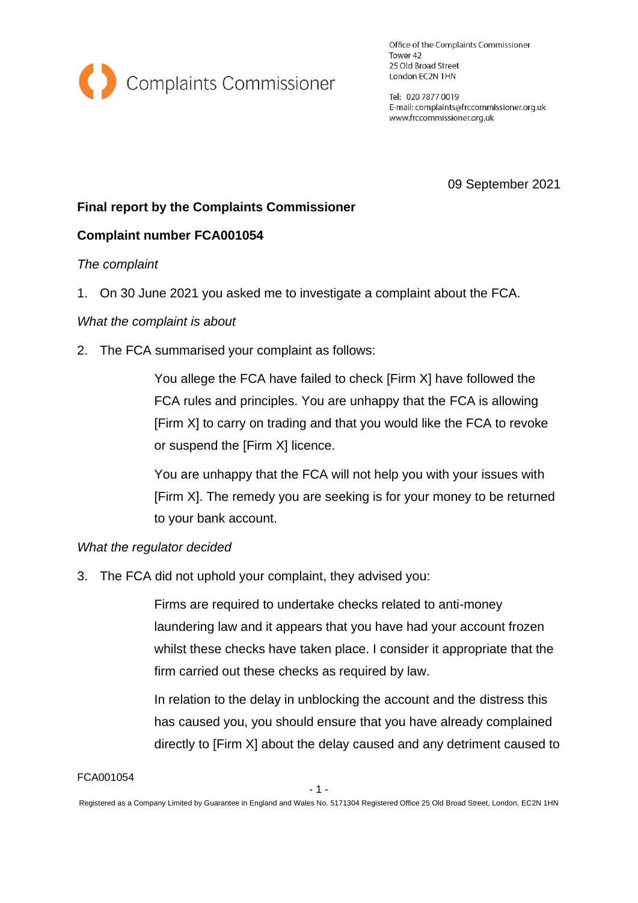Complaints Commissioner

Office of the Complaints Commissioner
Tower 42
25 Old Broad Street
London EC2N 1HN

Tel: 020 7877 0019
E-mail: complaints@frccommissioner.org.uk
www.frccommissioner.org.uk

09 September 2021

**Final report by the Complaints Commissioner**

**Complaint number FCA001054**

*The complaint*

1. On 30 June 2021 you asked me to investigate a complaint about the FCA.

*What the complaint is about*

2. The FCA summarised your complaint as follows:

> You allege the FCA have failed to check [Firm X] have followed the FCA rules and principles. You are unhappy that the FCA is allowing [Firm X] to carry on trading and that you would like the FCA to revoke or suspend the [Firm X] licence.
>
> You are unhappy that the FCA will not help you with your issues with [Firm X]. The remedy you are seeking is for your money to be returned to your bank account.

*What the regulator decided*

3. The FCA did not uphold your complaint, they advised you:

> Firms are required to undertake checks related to anti-money laundering law and it appears that you have had your account frozen whilst these checks have taken place. I consider it appropriate that the firm carried out these checks as required by law.
>
> In relation to the delay in unblocking the account and the distress this has caused you, you should ensure that you have already complained directly to [Firm X] about the delay caused and any detriment caused to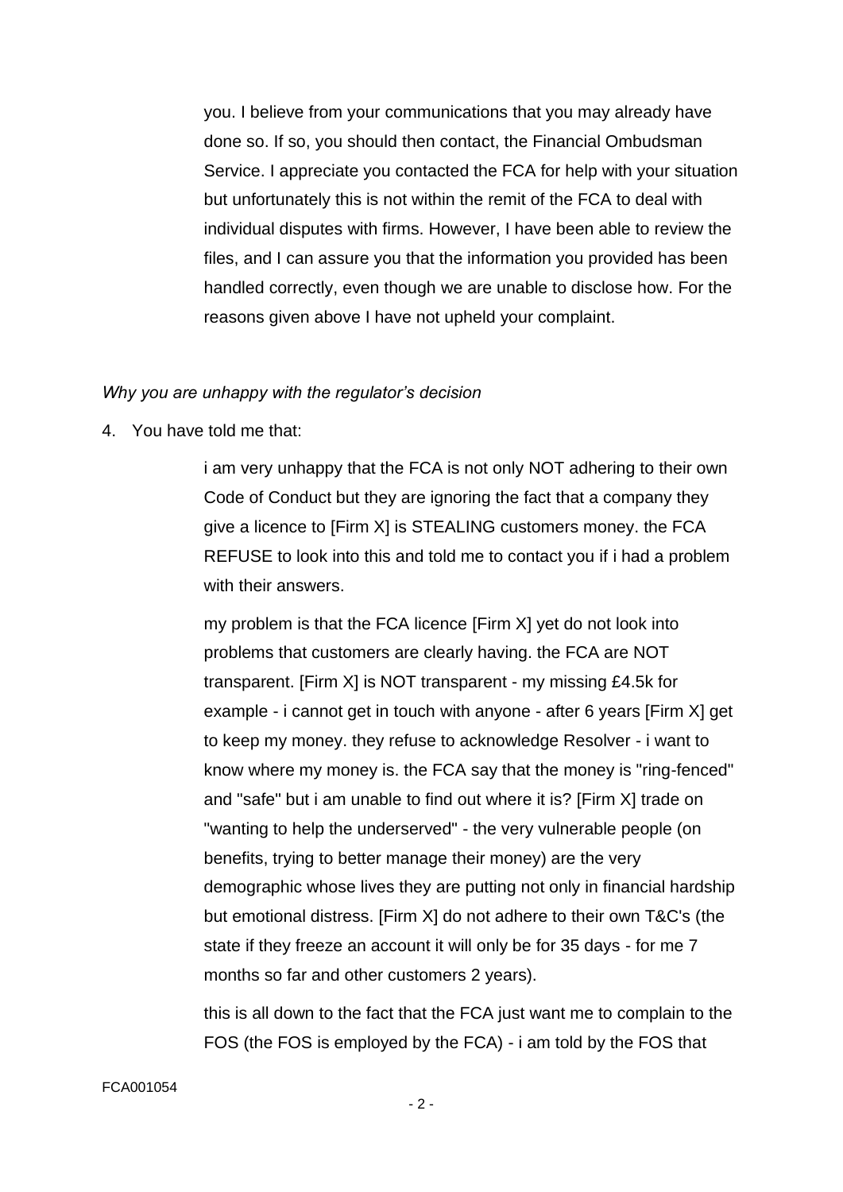you. I believe from your communications that you may already have done so. If so, you should then contact, the Financial Ombudsman Service. I appreciate you contacted the FCA for help with your situation but unfortunately this is not within the remit of the FCA to deal with individual disputes with firms. However, I have been able to review the files, and I can assure you that the information you provided has been handled correctly, even though we are unable to disclose how. For the reasons given above I have not upheld your complaint.

*Why you are unhappy with the regulator's decision*

4. You have told me that:

> i am very unhappy that the FCA is not only NOT adhering to their own Code of Conduct but they are ignoring the fact that a company they give a licence to [Firm X] is STEALING customers money. the FCA REFUSE to look into this and told me to contact you if i had a problem with their answers.
>
> my problem is that the FCA licence [Firm X] yet do not look into problems that customers are clearly having. the FCA are NOT transparent. [Firm X] is NOT transparent - my missing £4.5k for example - i cannot get in touch with anyone - after 6 years [Firm X] get to keep my money. they refuse to acknowledge Resolver - i want to know where my money is. the FCA say that the money is "ring-fenced" and "safe" but i am unable to find out where it is? [Firm X] trade on "wanting to help the underserved" - the very vulnerable people (on benefits, trying to better manage their money) are the very demographic whose lives they are putting not only in financial hardship but emotional distress. [Firm X] do not adhere to their own T&C's (the state if they freeze an account it will only be for 35 days - for me 7 months so far and other customers 2 years).
>
> this is all down to the fact that the FCA just want me to complain to the FOS (the FOS is employed by the FCA) - i am told by the FOS that

FCA001054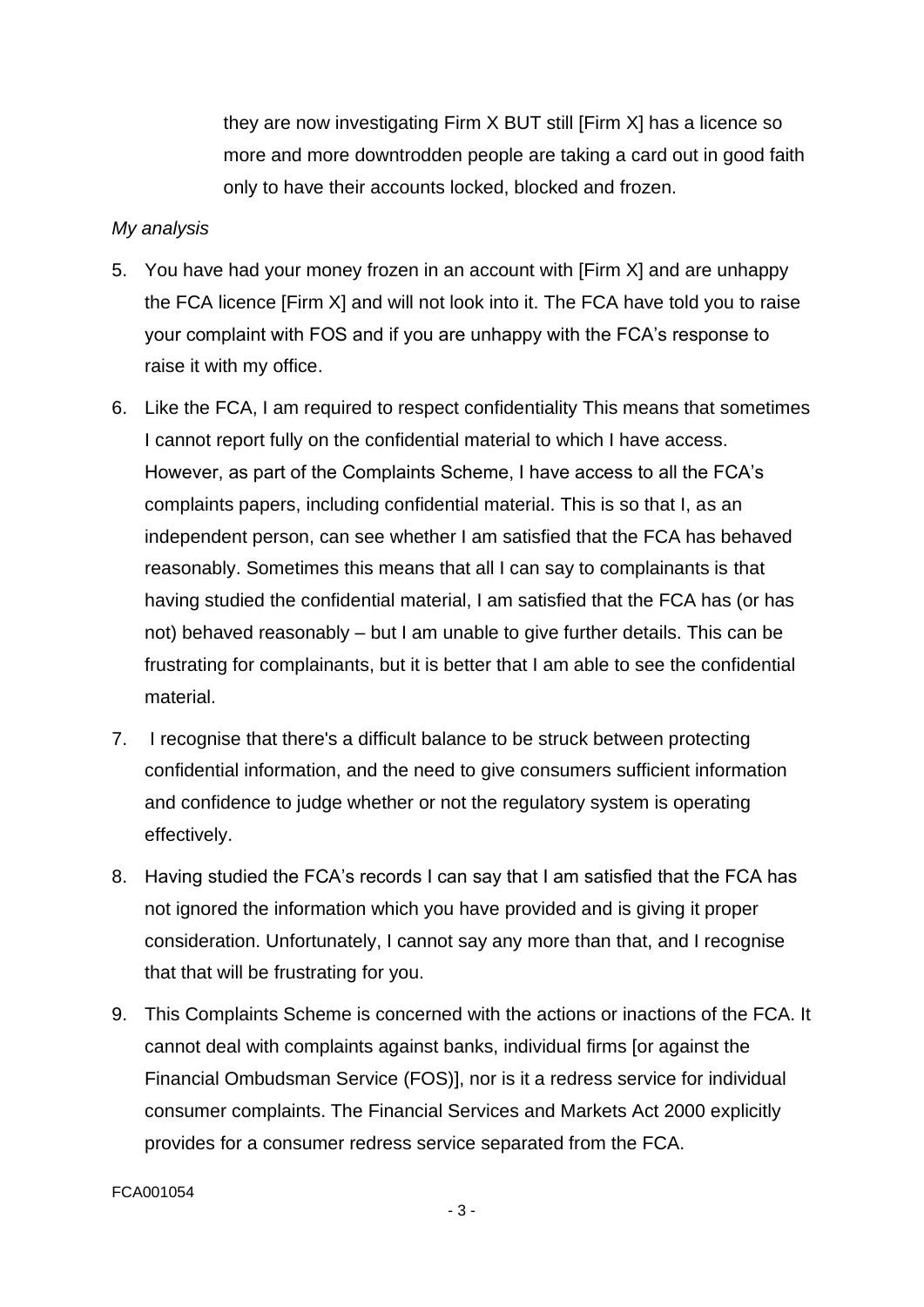they are now investigating Firm X BUT still [Firm X] has a licence so more and more downtrodden people are taking a card out in good faith only to have their accounts locked, blocked and frozen.

*My analysis*

5. You have had your money frozen in an account with [Firm X] and are unhappy the FCA licence [Firm X] and will not look into it. The FCA have told you to raise your complaint with FOS and if you are unhappy with the FCA's response to raise it with my office.

6. Like the FCA, I am required to respect confidentiality This means that sometimes I cannot report fully on the confidential material to which I have access. However, as part of the Complaints Scheme, I have access to all the FCA's complaints papers, including confidential material. This is so that I, as an independent person, can see whether I am satisfied that the FCA has behaved reasonably. Sometimes this means that all I can say to complainants is that having studied the confidential material, I am satisfied that the FCA has (or has not) behaved reasonably – but I am unable to give further details. This can be frustrating for complainants, but it is better that I am able to see the confidential material.

7. I recognise that there's a difficult balance to be struck between protecting confidential information, and the need to give consumers sufficient information and confidence to judge whether or not the regulatory system is operating effectively.

8. Having studied the FCA's records I can say that I am satisfied that the FCA has not ignored the information which you have provided and is giving it proper consideration. Unfortunately, I cannot say any more than that, and I recognise that that will be frustrating for you.

9. This Complaints Scheme is concerned with the actions or inactions of the FCA. It cannot deal with complaints against banks, individual firms [or against the Financial Ombudsman Service (FOS)], nor is it a redress service for individual consumer complaints. The Financial Services and Markets Act 2000 explicitly provides for a consumer redress service separated from the FCA.

FCA001054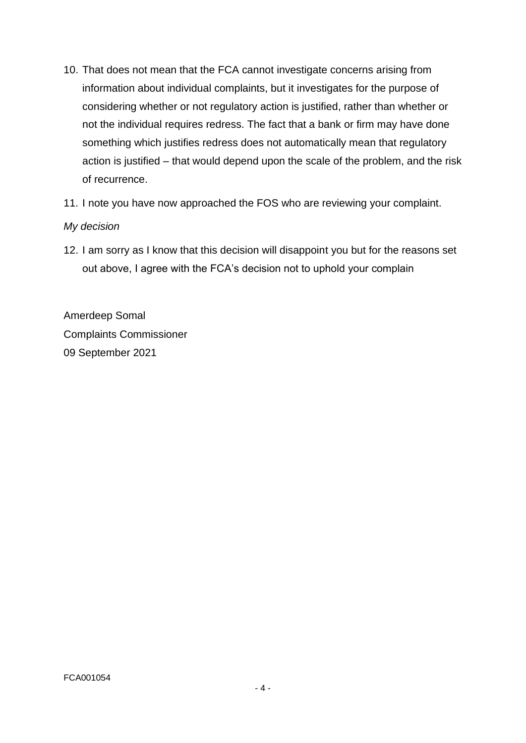10. That does not mean that the FCA cannot investigate concerns arising from information about individual complaints, but it investigates for the purpose of considering whether or not regulatory action is justified, rather than whether or not the individual requires redress. The fact that a bank or firm may have done something which justifies redress does not automatically mean that regulatory action is justified – that would depend upon the scale of the problem, and the risk of recurrence.
11. I note you have now approached the FOS who are reviewing your complaint.

*My decision*

12. I am sorry as I know that this decision will disappoint you but for the reasons set out above, I agree with the FCA's decision not to uphold your complain

Amerdeep Somal
Complaints Commissioner
09 September 2021

FCA001054